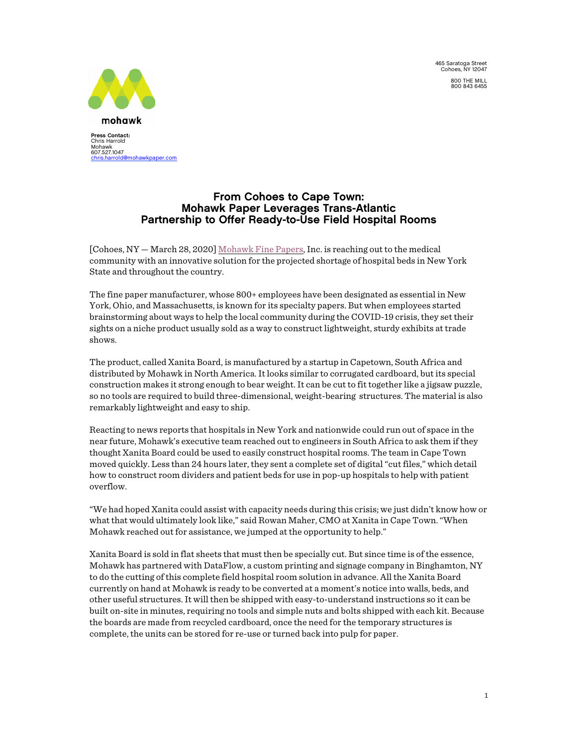mohawk

465 Saratoga Street
Cohoes, NY 12047

800 THE MILL
800 843 6455

**Press Contact:**
Chris Harrold
Mohawk
607.527.1047
chris.harrold@mohawkpaper.com

# From Cohoes to Cape Town: Mohawk Paper Leverages Trans-Atlantic Partnership to Offer Ready-to-Use Field Hospital Rooms

[Cohoes, NY — March 28, 2020] Mohawk Fine Papers, Inc. is reaching out to the medical community with an innovative solution for the projected shortage of hospital beds in New York State and throughout the country.

The fine paper manufacturer, whose 800+ employees have been designated as essential in New York, Ohio, and Massachusetts, is known for its specialty papers. But when employees started brainstorming about ways to help the local community during the COVID-19 crisis, they set their sights on a niche product usually sold as a way to construct lightweight, sturdy exhibits at trade shows.

The product, called Xanita Board, is manufactured by a startup in Capetown, South Africa and distributed by Mohawk in North America. It looks similar to corrugated cardboard, but its special construction makes it strong enough to bear weight. It can be cut to fit together like a jigsaw puzzle, so no tools are required to build three-dimensional, weight-bearing structures. The material is also remarkably lightweight and easy to ship.

Reacting to news reports that hospitals in New York and nationwide could run out of space in the near future, Mohawk's executive team reached out to engineers in South Africa to ask them if they thought Xanita Board could be used to easily construct hospital rooms. The team in Cape Town moved quickly. Less than 24 hours later, they sent a complete set of digital "cut files," which detail how to construct room dividers and patient beds for use in pop-up hospitals to help with patient overflow.

"We had hoped Xanita could assist with capacity needs during this crisis; we just didn't know how or what that would ultimately look like," said Rowan Maher, CMO at Xanita in Cape Town. "When Mohawk reached out for assistance, we jumped at the opportunity to help."

Xanita Board is sold in flat sheets that must then be specially cut. But since time is of the essence, Mohawk has partnered with DataFlow, a custom printing and signage company in Binghamton, NY to do the cutting of this complete field hospital room solution in advance. All the Xanita Board currently on hand at Mohawk is ready to be converted at a moment's notice into walls, beds, and other useful structures. It will then be shipped with easy-to-understand instructions so it can be built on-site in minutes, requiring no tools and simple nuts and bolts shipped with each kit. Because the boards are made from recycled cardboard, once the need for the temporary structures is complete, the units can be stored for re-use or turned back into pulp for paper.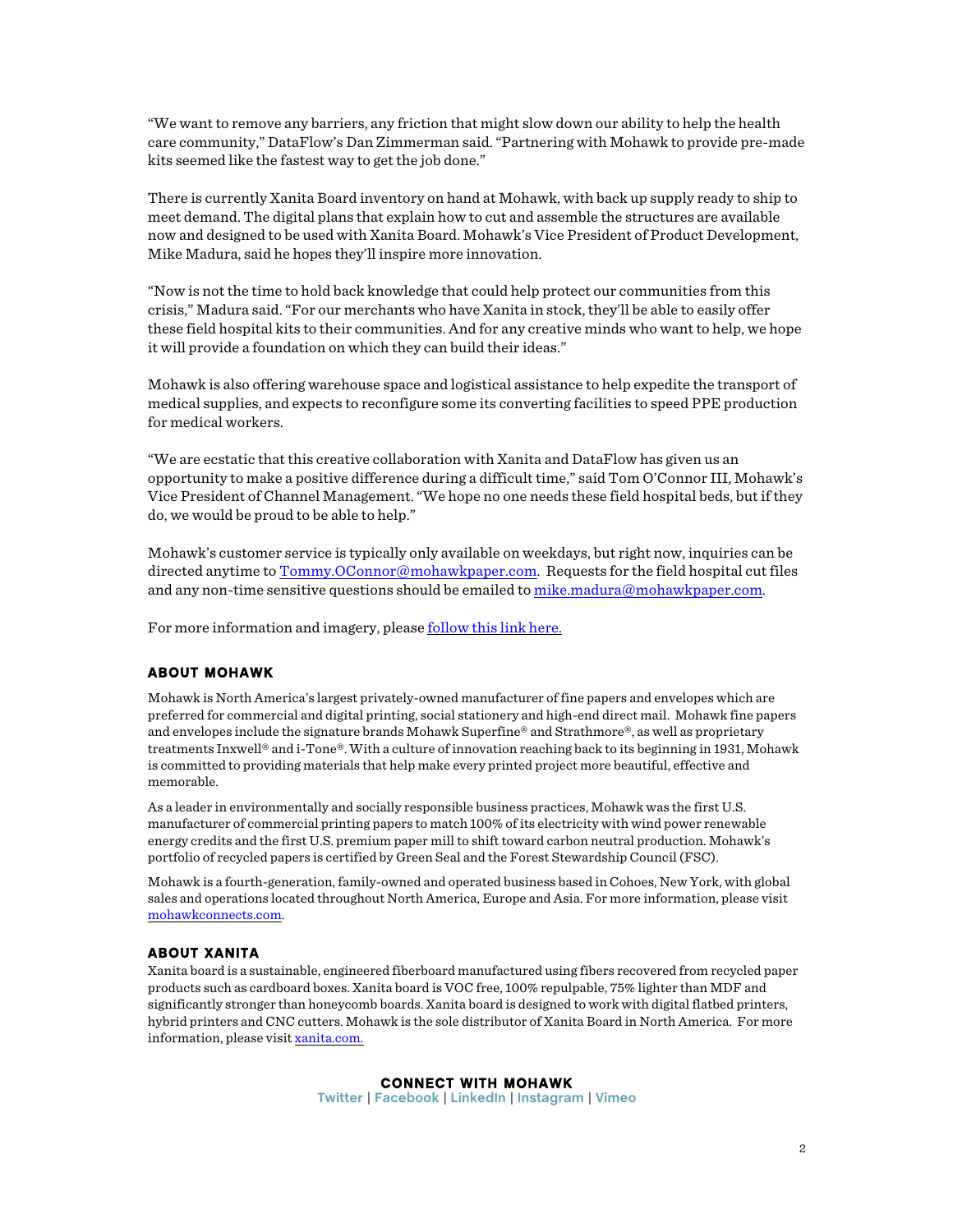"We want to remove any barriers, any friction that might slow down our ability to help the health care community," DataFlow's Dan Zimmerman said. "Partnering with Mohawk to provide pre-made kits seemed like the fastest way to get the job done."

There is currently Xanita Board inventory on hand at Mohawk, with back up supply ready to ship to meet demand. The digital plans that explain how to cut and assemble the structures are available now and designed to be used with Xanita Board. Mohawk's Vice President of Product Development, Mike Madura, said he hopes they'll inspire more innovation.

"Now is not the time to hold back knowledge that could help protect our communities from this crisis," Madura said. "For our merchants who have Xanita in stock, they'll be able to easily offer these field hospital kits to their communities. And for any creative minds who want to help, we hope it will provide a foundation on which they can build their ideas."

Mohawk is also offering warehouse space and logistical assistance to help expedite the transport of medical supplies, and expects to reconfigure some its converting facilities to speed PPE production for medical workers.

"We are ecstatic that this creative collaboration with Xanita and DataFlow has given us an opportunity to make a positive difference during a difficult time," said Tom O'Connor III, Mohawk's Vice President of Channel Management. "We hope no one needs these field hospital beds, but if they do, we would be proud to be able to help."

Mohawk's customer service is typically only available on weekdays, but right now, inquiries can be directed anytime to Tommy.OConnor@mohawkpaper.com. Requests for the field hospital cut files and any non-time sensitive questions should be emailed to mike.madura@mohawkpaper.com.

For more information and imagery, please follow this link here.

### ABOUT MOHAWK

Mohawk is North America's largest privately-owned manufacturer of fine papers and envelopes which are preferred for commercial and digital printing, social stationery and high-end direct mail. Mohawk fine papers and envelopes include the signature brands Mohawk Superfine® and Strathmore®, as well as proprietary treatments Inxwell® and i-Tone®. With a culture of innovation reaching back to its beginning in 1931, Mohawk is committed to providing materials that help make every printed project more beautiful, effective and memorable.

As a leader in environmentally and socially responsible business practices, Mohawk was the first U.S. manufacturer of commercial printing papers to match 100% of its electricity with wind power renewable energy credits and the first U.S. premium paper mill to shift toward carbon neutral production. Mohawk's portfolio of recycled papers is certified by Green Seal and the Forest Stewardship Council (FSC).

Mohawk is a fourth-generation, family-owned and operated business based in Cohoes, New York, with global sales and operations located throughout North America, Europe and Asia. For more information, please visit mohawkconnects.com.

### ABOUT XANITA

Xanita board is a sustainable, engineered fiberboard manufactured using fibers recovered from recycled paper products such as cardboard boxes. Xanita board is VOC free, 100% repulpable, 75% lighter than MDF and significantly stronger than honeycomb boards. Xanita board is designed to work with digital flatbed printers, hybrid printers and CNC cutters. Mohawk is the sole distributor of Xanita Board in North America. For more information, please visit xanita.com.

**CONNECT WITH MOHAWK**

Twitter | Facebook | LinkedIn | Instagram | Vimeo